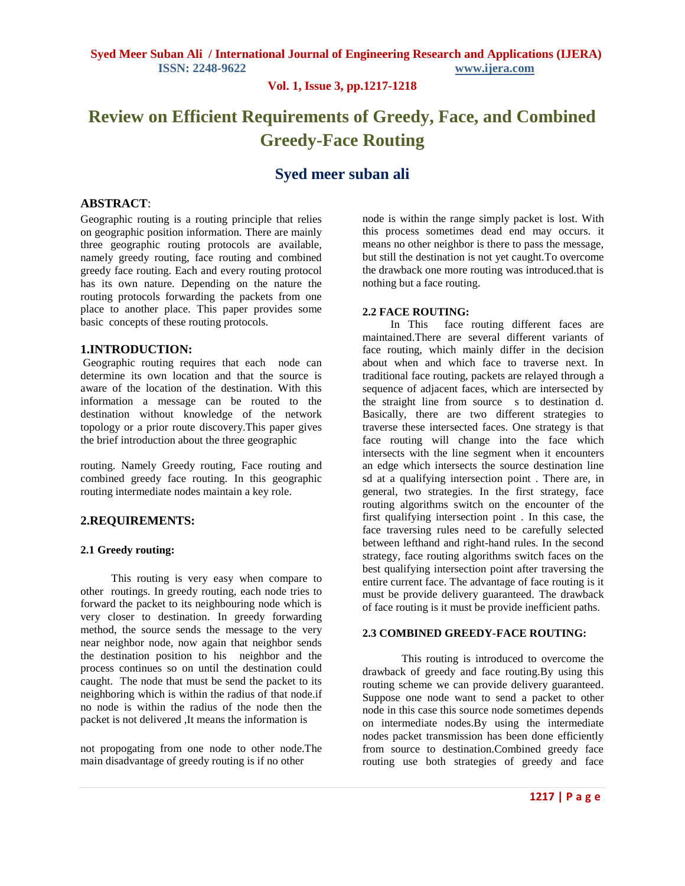# Review on Efficient Requirements of Greedy, Face, and Combined Greedy-Face Routing

## Syed meer suban ali

**ABSTRACT**:

Geographic routing is a routing principle that relies on geographic position information. There are mainly three geographic routing protocols are available, namely greedy routing, face routing and combined greedy face routing. Each and every routing protocol has its own nature. Depending on the nature the routing protocols forwarding the packets from one place to another place. This paper provides some basic concepts of these routing protocols.

## 1.INTRODUCTION:

Geographic routing requires that each node can determine its own location and that the source is aware of the location of the destination. With this information a message can be routed to the destination without knowledge of the network topology or a prior route discovery.This paper gives the brief introduction about the three geographic routing. Namely Greedy routing, Face routing and combined greedy face routing. In this geographic routing intermediate nodes maintain a key role.

## 2.REQUIREMENTS:

### 2.1 Greedy routing:

This routing is very easy when compare to other routings. In greedy routing, each node tries to forward the packet to its neighbouring node which is very closer to destination. In greedy forwarding method, the source sends the message to the very near neighbor node, now again that neighbor sends the destination position to his neighbor and the process continues so on until the destination could caught. The node that must be send the packet to its neighboring which is within the radius of that node.if no node is within the radius of the node then the packet is not delivered ,It means the information is not propogating from one node to other node.The main disadvantage of greedy routing is if no other node is within the range simply packet is lost. With this process sometimes dead end may occurs. it means no other neighbor is there to pass the message, but still the destination is not yet caught.To overcome the drawback one more routing was introduced.that is nothing but a face routing.

### 2.2 FACE ROUTING:

In This face routing different faces are maintained.There are several different variants of face routing, which mainly differ in the decision about when and which face to traverse next. In traditional face routing, packets are relayed through a sequence of adjacent faces, which are intersected by the straight line from source s to destination d. Basically, there are two different strategies to traverse these intersected faces. One strategy is that face routing will change into the face which intersects with the line segment when it encounters an edge which intersects the source destination line sd at a qualifying intersection point . There are, in general, two strategies. In the first strategy, face routing algorithms switch on the encounter of the first qualifying intersection point . In this case, the face traversing rules need to be carefully selected between lefthand and right-hand rules. In the second strategy, face routing algorithms switch faces on the best qualifying intersection point after traversing the entire current face. The advantage of face routing is it must be provide delivery guaranteed. The drawback of face routing is it must be provide inefficient paths.

### 2.3 COMBINED GREEDY-FACE ROUTING:

This routing is introduced to overcome the drawback of greedy and face routing.By using this routing scheme we can provide delivery guaranteed. Suppose one node want to send a packet to other node in this case this source node sometimes depends on intermediate nodes.By using the intermediate nodes packet transmission has been done efficiently from source to destination.Combined greedy face routing use both strategies of greedy and face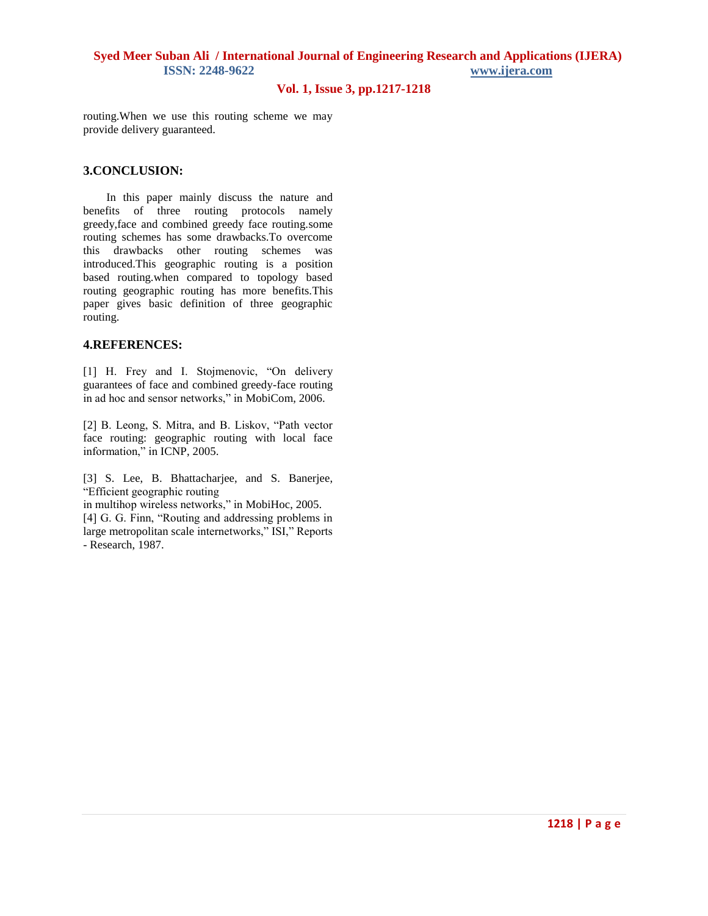routing.When we use this routing scheme we may provide delivery guaranteed.

## 3.CONCLUSION:

In this paper mainly discuss the nature and benefits of three routing protocols namely greedy,face and combined greedy face routing.some routing schemes has some drawbacks.To overcome this drawbacks other routing schemes was introduced.This geographic routing is a position based routing.when compared to topology based routing geographic routing has more benefits.This paper gives basic definition of three geographic routing.

## 4.REFERENCES:

[1] H. Frey and I. Stojmenovic, "On delivery guarantees of face and combined greedy-face routing in ad hoc and sensor networks," in MobiCom, 2006.

[2] B. Leong, S. Mitra, and B. Liskov, "Path vector face routing: geographic routing with local face information," in ICNP, 2005.

[3] S. Lee, B. Bhattacharjee, and S. Banerjee, "Efficient geographic routing in multihop wireless networks," in MobiHoc, 2005.

[4] G. G. Finn, "Routing and addressing problems in large metropolitan scale internetworks," ISI," Reports - Research, 1987.